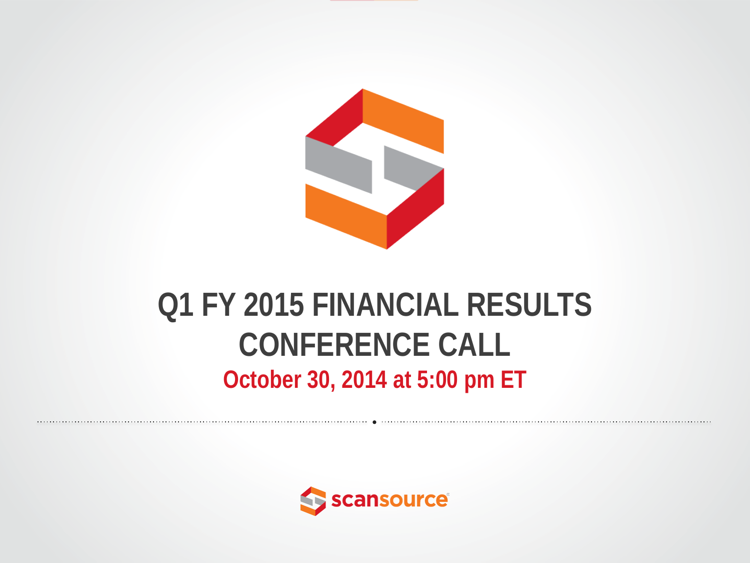# Q1 FY 2015 FINANCIAL RESULTS CONFERENCE CALL

**October 30, 2014 at 5:00 pm ET**

scansource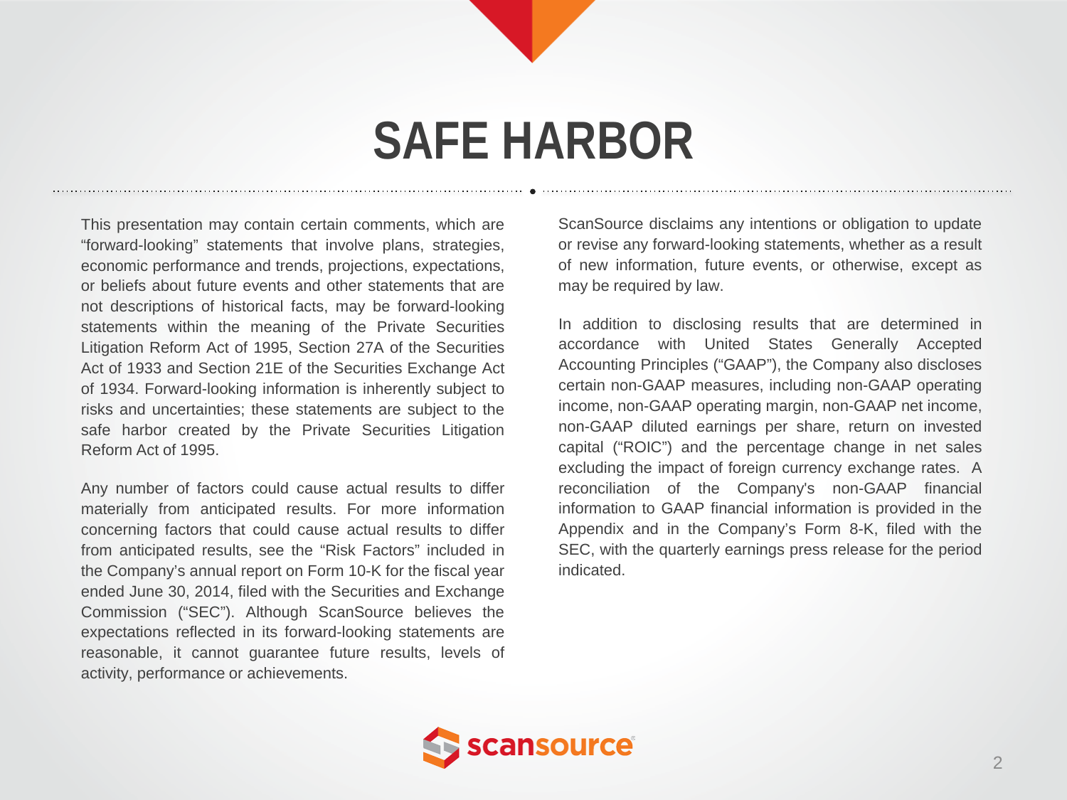# SAFE HARBOR

This presentation may contain certain comments, which are "forward-looking" statements that involve plans, strategies, economic performance and trends, projections, expectations, or beliefs about future events and other statements that are not descriptions of historical facts, may be forward-looking statements within the meaning of the Private Securities Litigation Reform Act of 1995, Section 27A of the Securities Act of 1933 and Section 21E of the Securities Exchange Act of 1934. Forward-looking information is inherently subject to risks and uncertainties; these statements are subject to the safe harbor created by the Private Securities Litigation Reform Act of 1995.

Any number of factors could cause actual results to differ materially from anticipated results. For more information concerning factors that could cause actual results to differ from anticipated results, see the "Risk Factors" included in the Company's annual report on Form 10-K for the fiscal year ended June 30, 2014, filed with the Securities and Exchange Commission ("SEC"). Although ScanSource believes the expectations reflected in its forward-looking statements are reasonable, it cannot guarantee future results, levels of activity, performance or achievements.

ScanSource disclaims any intentions or obligation to update or revise any forward-looking statements, whether as a result of new information, future events, or otherwise, except as may be required by law.

In addition to disclosing results that are determined in accordance with United States Generally Accepted Accounting Principles ("GAAP"), the Company also discloses certain non-GAAP measures, including non-GAAP operating income, non-GAAP operating margin, non-GAAP net income, non-GAAP diluted earnings per share, return on invested capital ("ROIC") and the percentage change in net sales excluding the impact of foreign currency exchange rates. A reconciliation of the Company's non-GAAP financial information to GAAP financial information is provided in the Appendix and in the Company's Form 8-K, filed with the SEC, with the quarterly earnings press release for the period indicated.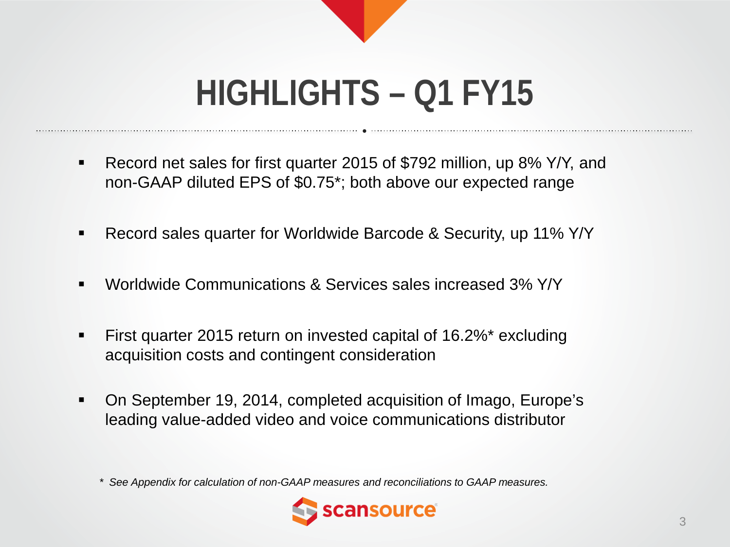# HIGHLIGHTS – Q1 FY15

- Record net sales for first quarter 2015 of $792 million, up 8% Y/Y, and non-GAAP diluted EPS of $0.75*; both above our expected range
- Record sales quarter for Worldwide Barcode & Security, up 11% Y/Y
- Worldwide Communications & Services sales increased 3% Y/Y
- First quarter 2015 return on invested capital of 16.2%* excluding acquisition costs and contingent consideration
- On September 19, 2014, completed acquisition of Imago, Europe's leading value-added video and voice communications distributor

*\* See Appendix for calculation of non-GAAP measures and reconciliations to GAAP measures.*

scansource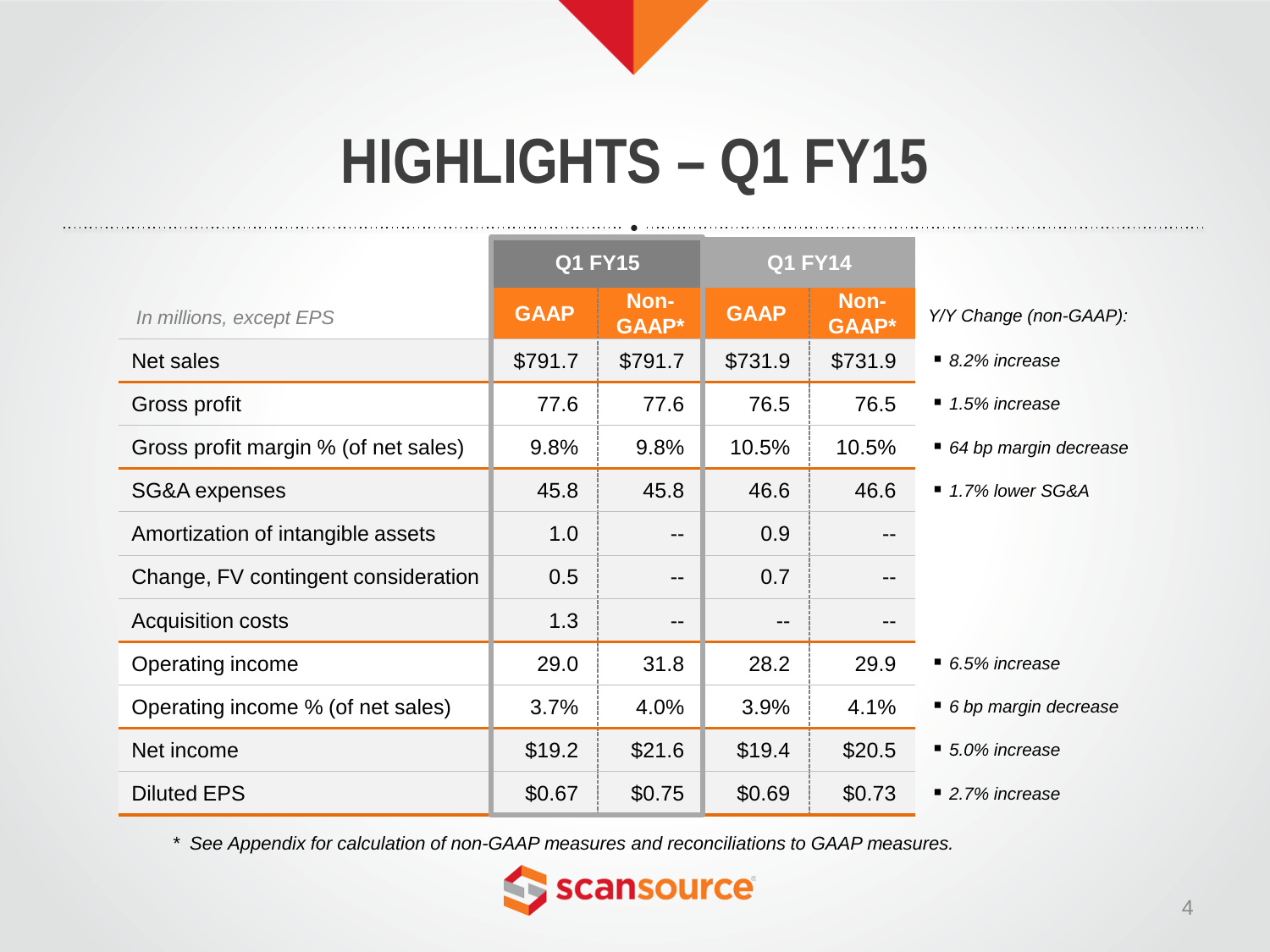# HIGHLIGHTS – Q1 FY15

| *In millions, except EPS* | Q1 FY15 | | Q1 FY14 | | *Y/Y Change (non-GAAP):* |
|---|---|---|---|---|---|
| | GAAP | Non-GAAP* | GAAP | Non-GAAP* | |
| Net sales | $791.7 | $791.7 | $731.9 | $731.9 | *8.2% increase* |
| Gross profit | 77.6 | 77.6 | 76.5 | 76.5 | *1.5% increase* |
| Gross profit margin % (of net sales) | 9.8% | 9.8% | 10.5% | 10.5% | *64 bp margin decrease* |
| SG&A expenses | 45.8 | 45.8 | 46.6 | 46.6 | *1.7% lower SG&A* |
| Amortization of intangible assets | 1.0 | -- | 0.9 | -- | |
| Change, FV contingent consideration | 0.5 | -- | 0.7 | -- | |
| Acquisition costs | 1.3 | -- | -- | -- | |
| Operating income | 29.0 | 31.8 | 28.2 | 29.9 | *6.5% increase* |
| Operating income % (of net sales) | 3.7% | 4.0% | 3.9% | 4.1% | *6 bp margin decrease* |
| Net income | $19.2 | $21.6 | $19.4 | $20.5 | *5.0% increase* |
| Diluted EPS | $0.67 | $0.75 | $0.69 | $0.73 | *2.7% increase* |

*\* See Appendix for calculation of non-GAAP measures and reconciliations to GAAP measures.*

scansource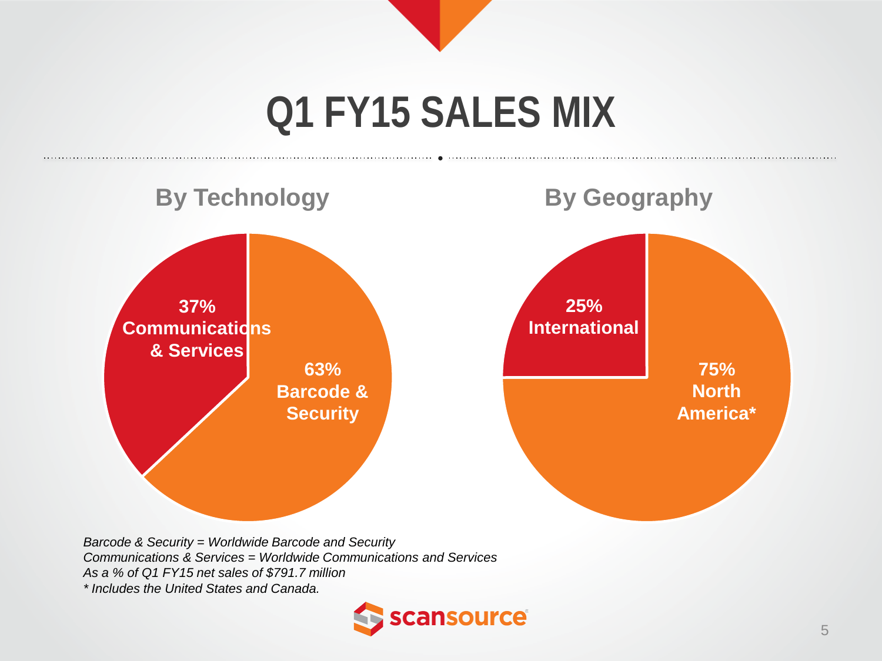# Q1 FY15 SALES MIX

## By Technology

37% Communications & Services

63% Barcode & Security

## By Geography

25% International

75% North America*

*Barcode & Security = Worldwide Barcode and Security*
*Communications & Services = Worldwide Communications and Services*
*As a % of Q1 FY15 net sales of $791.7 million*
** Includes the United States and Canada.*

scansource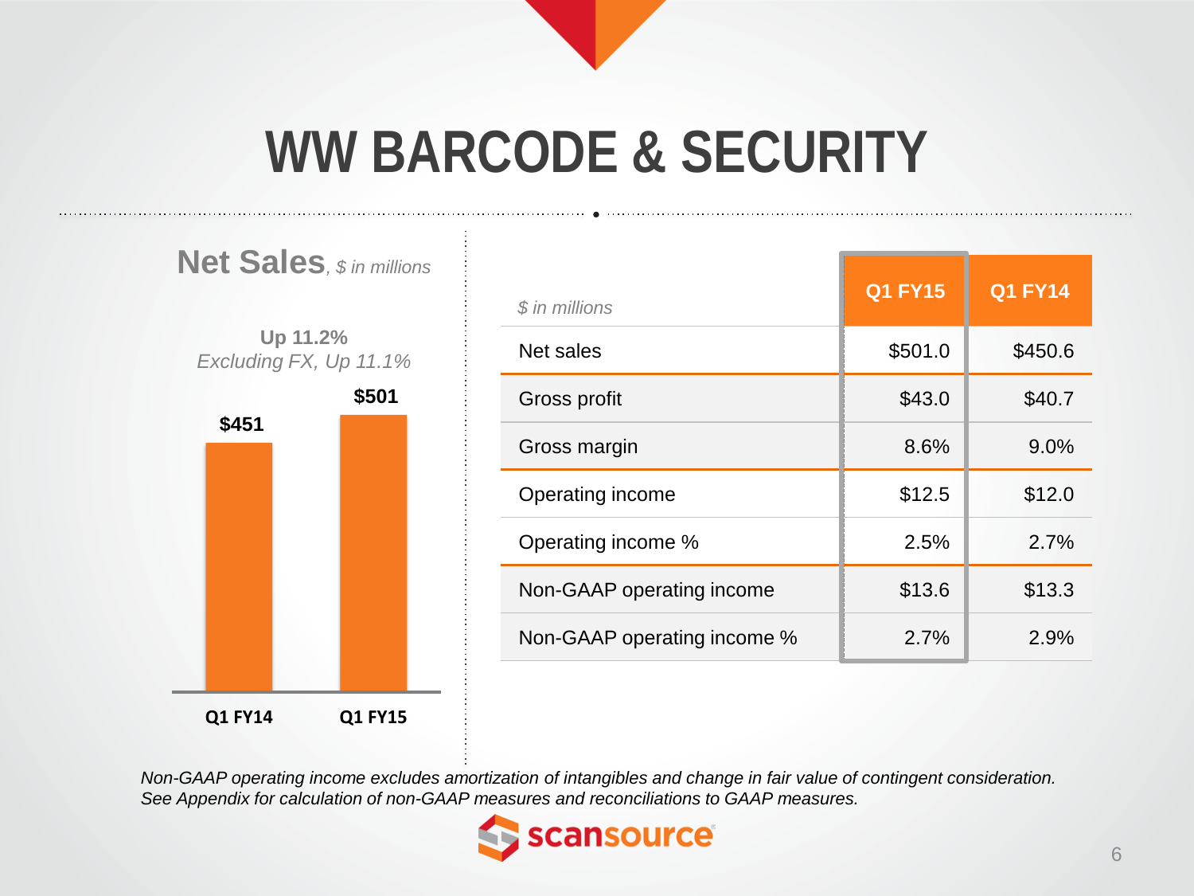# WW BARCODE & SECURITY

## Net Sales, *$ in millions*

**Up 11.2%**
*Excluding FX, Up 11.1%*

| | Q1 FY14 | Q1 FY15 |
|---|---|---|
| Net Sales | $451 | $501 |

| *$ in millions* | Q1 FY15 | Q1 FY14 |
|---|---|---|
| Net sales | $501.0 | $450.6 |
| Gross profit | $43.0 | $40.7 |
| Gross margin | 8.6% | 9.0% |
| Operating income | $12.5 | $12.0 |
| Operating income % | 2.5% | 2.7% |
| Non-GAAP operating income | $13.6 | $13.3 |
| Non-GAAP operating income % | 2.7% | 2.9% |

*Non-GAAP operating income excludes amortization of intangibles and change in fair value of contingent consideration.*
*See Appendix for calculation of non-GAAP measures and reconciliations to GAAP measures.*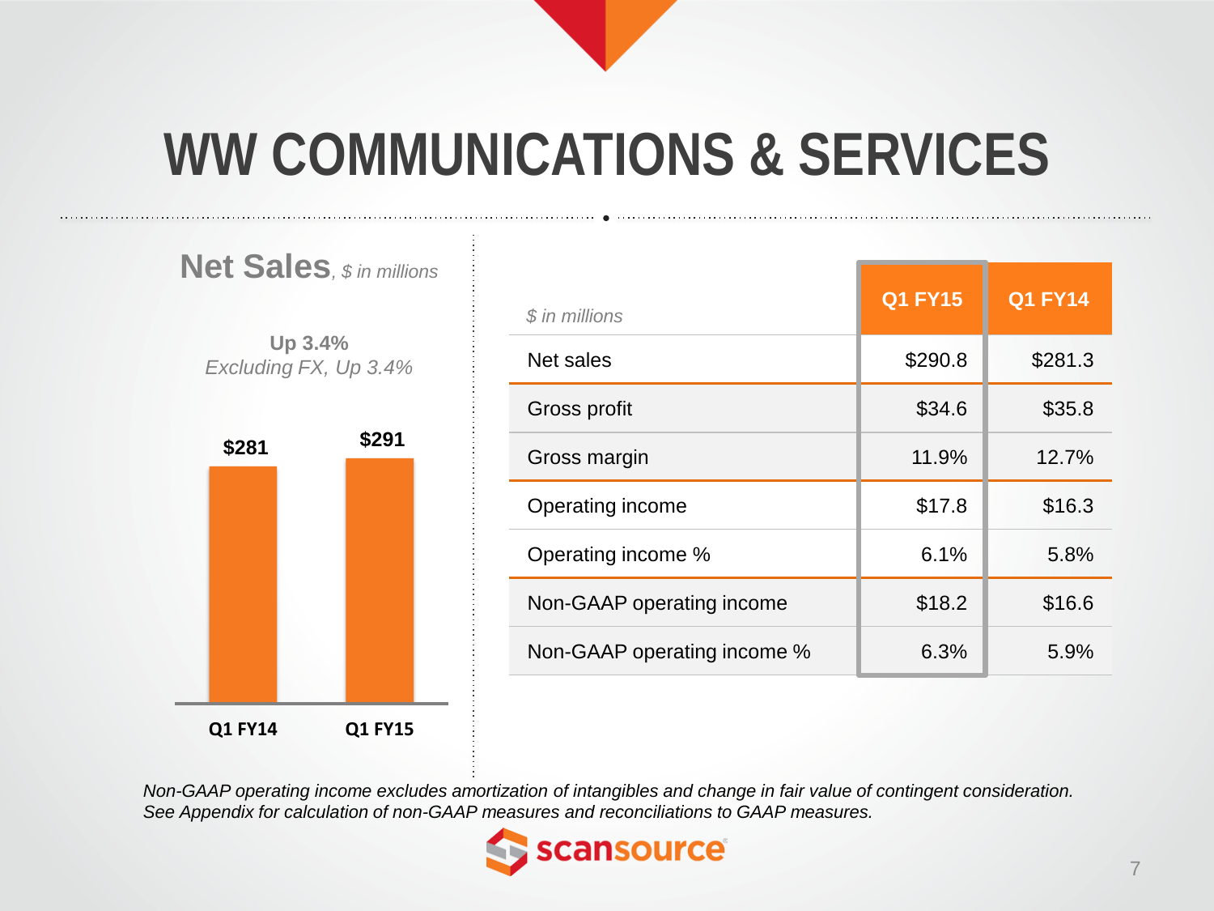# WW COMMUNICATIONS & SERVICES

**Net Sales**, *$ in millions*

**Up 3.4%**
*Excluding FX, Up 3.4%*

| | Q1 FY14 | Q1 FY15 |
|---|---|---|
| Net Sales | $281 | $291 |

| *$ in millions* | Q1 FY15 | Q1 FY14 |
|---|---|---|
| Net sales | $290.8 | $281.3 |
| Gross profit | $34.6 | $35.8 |
| Gross margin | 11.9% | 12.7% |
| Operating income | $17.8 | $16.3 |
| Operating income % | 6.1% | 5.8% |
| Non-GAAP operating income | $18.2 | $16.6 |
| Non-GAAP operating income % | 6.3% | 5.9% |

*Non-GAAP operating income excludes amortization of intangibles and change in fair value of contingent consideration. See Appendix for calculation of non-GAAP measures and reconciliations to GAAP measures.*

scansource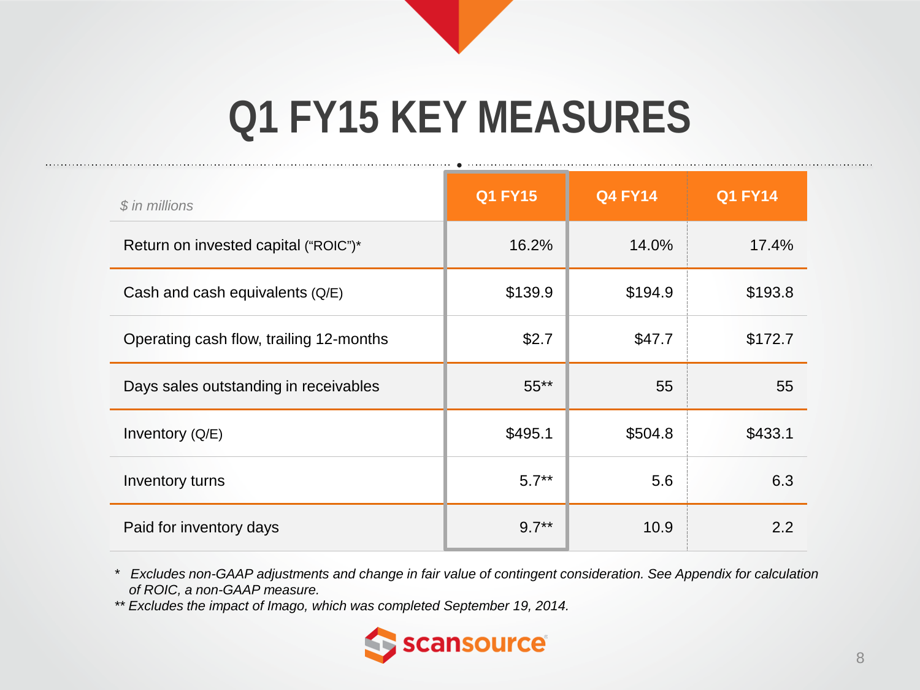# Q1 FY15 KEY MEASURES

| *$ in millions* | Q1 FY15 | Q4 FY14 | Q1 FY14 |
|---|---|---|---|
| Return on invested capital ("ROIC")* | 16.2% | 14.0% | 17.4% |
| Cash and cash equivalents (Q/E) | $139.9 | $194.9 | $193.8 |
| Operating cash flow, trailing 12-months | $2.7 | $47.7 | $172.7 |
| Days sales outstanding in receivables | 55** | 55 | 55 |
| Inventory (Q/E) | $495.1 | $504.8 | $433.1 |
| Inventory turns | 5.7** | 5.6 | 6.3 |
| Paid for inventory days | 9.7** | 10.9 | 2.2 |

*\* Excludes non-GAAP adjustments and change in fair value of contingent consideration. See Appendix for calculation of ROIC, a non-GAAP measure.*

*\*\* Excludes the impact of Imago, which was completed September 19, 2014.*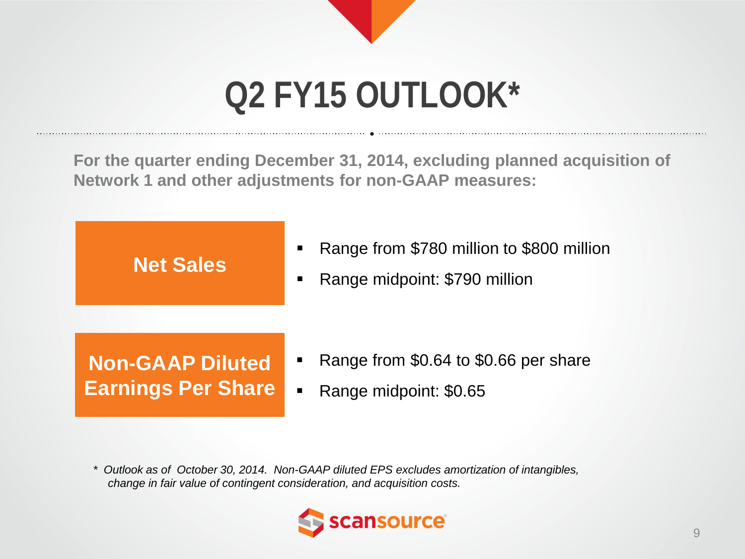# Q2 FY15 OUTLOOK*

**For the quarter ending December 31, 2014, excluding planned acquisition of Network 1 and other adjustments for non-GAAP measures:**

**Net Sales**

- Range from $780 million to $800 million
- Range midpoint: $790 million

**Non-GAAP Diluted Earnings Per Share**

- Range from $0.64 to $0.66 per share
- Range midpoint: $0.65

*\* Outlook as of October 30, 2014. Non-GAAP diluted EPS excludes amortization of intangibles, change in fair value of contingent consideration, and acquisition costs.*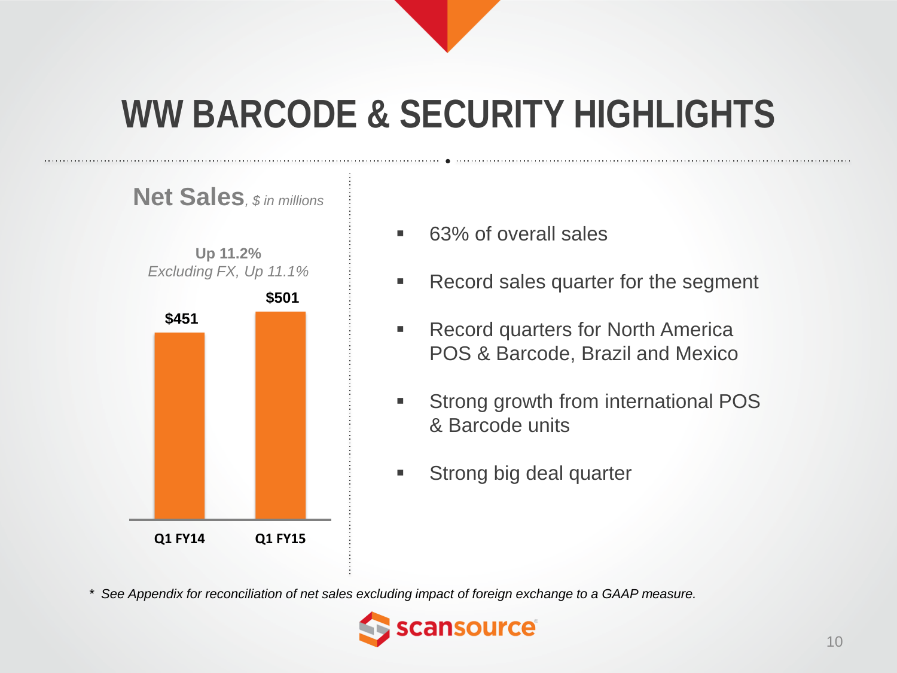# WW BARCODE & SECURITY HIGHLIGHTS

**Net Sales**, *$ in millions*

**Up 11.2%**
*Excluding FX, Up 11.1%*

| | Q1 FY14 | Q1 FY15 |
|---|---|---|
| Net Sales | $451 | $501 |

- 63% of overall sales
- Record sales quarter for the segment
- Record quarters for North America POS & Barcode, Brazil and Mexico
- Strong growth from international POS & Barcode units
- Strong big deal quarter

*\* See Appendix for reconciliation of net sales excluding impact of foreign exchange to a GAAP measure.*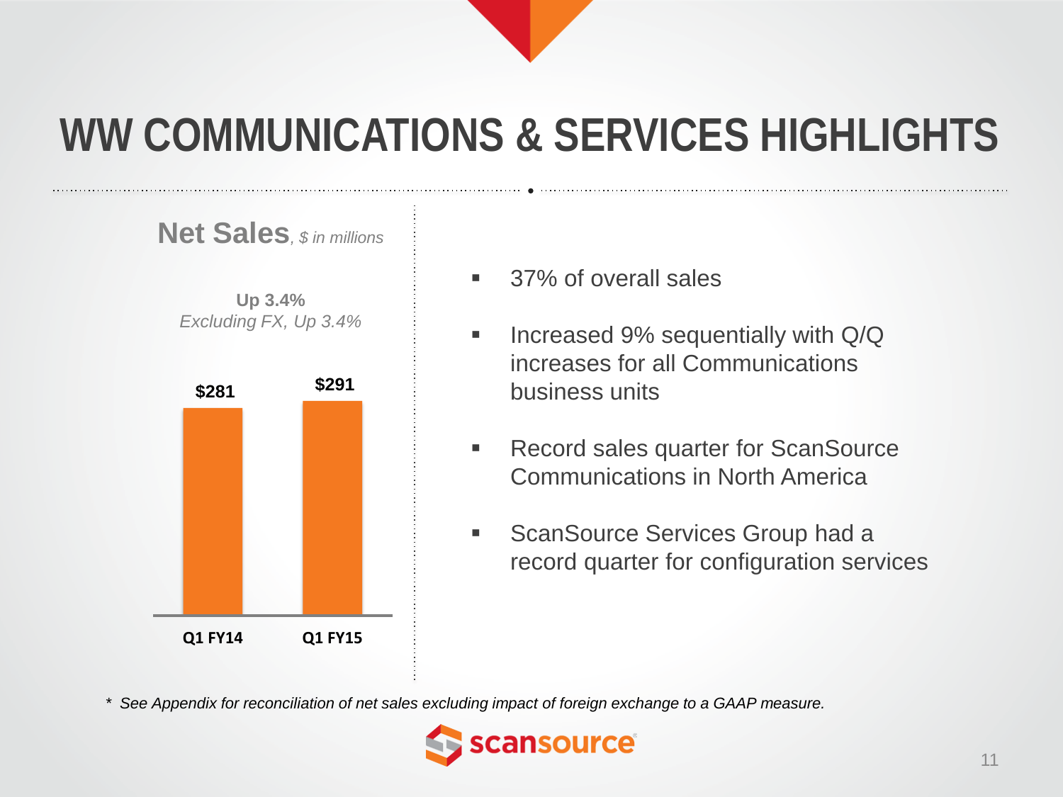# WW COMMUNICATIONS & SERVICES HIGHLIGHTS

**Net Sales**, *$ in millions*

**Up 3.4%**
*Excluding FX, Up 3.4%*

| Q1 FY14 | Q1 FY15 |
|---|---|
| $281 | $291 |

- 37% of overall sales
- Increased 9% sequentially with Q/Q increases for all Communications business units
- Record sales quarter for ScanSource Communications in North America
- ScanSource Services Group had a record quarter for configuration services

*\* See Appendix for reconciliation of net sales excluding impact of foreign exchange to a GAAP measure.*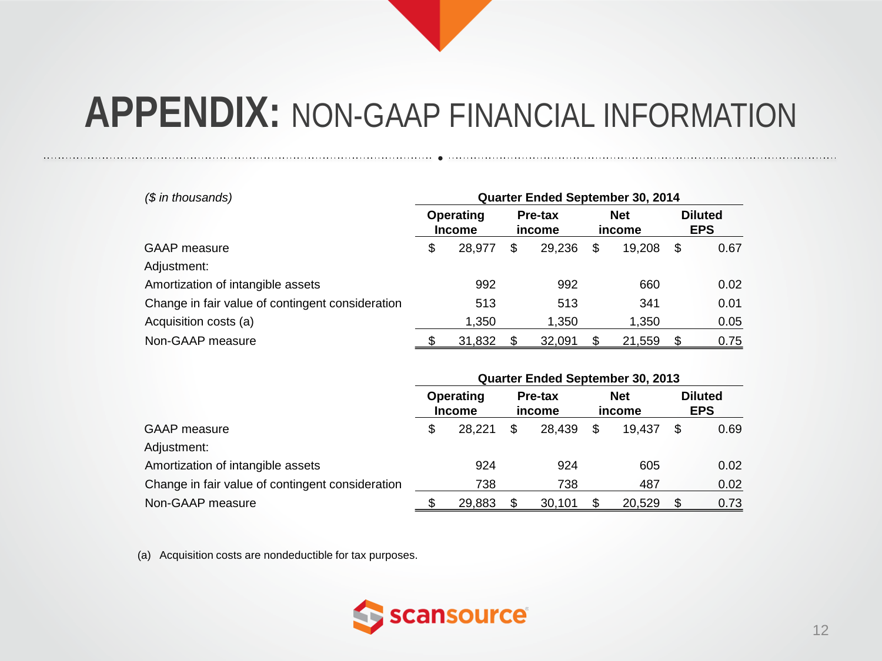# APPENDIX: NON-GAAP FINANCIAL INFORMATION

| *($ in thousands)* | Quarter Ended September 30, 2014 | | | |
|---|---|---|---|---|
| | Operating Income | Pre-tax income | Net income | Diluted EPS |
| GAAP measure | $ 28,977 | $ 29,236 | $ 19,208 | $ 0.67 |
| Adjustment: | | | | |
| Amortization of intangible assets | 992 | 992 | 660 | 0.02 |
| Change in fair value of contingent consideration | 513 | 513 | 341 | 0.01 |
| Acquisition costs (a) | 1,350 | 1,350 | 1,350 | 0.05 |
| Non-GAAP measure | $ 31,832 | $ 32,091 | $ 21,559 | $ 0.75 |

| | Quarter Ended September 30, 2013 | | | |
|---|---|---|---|---|
| | Operating Income | Pre-tax income | Net income | Diluted EPS |
| GAAP measure | $ 28,221 | $ 28,439 | $ 19,437 | $ 0.69 |
| Adjustment: | | | | |
| Amortization of intangible assets | 924 | 924 | 605 | 0.02 |
| Change in fair value of contingent consideration | 738 | 738 | 487 | 0.02 |
| Non-GAAP measure | $ 29,883 | $ 30,101 | $ 20,529 | $ 0.73 |

(a) Acquisition costs are nondeductible for tax purposes.

scansource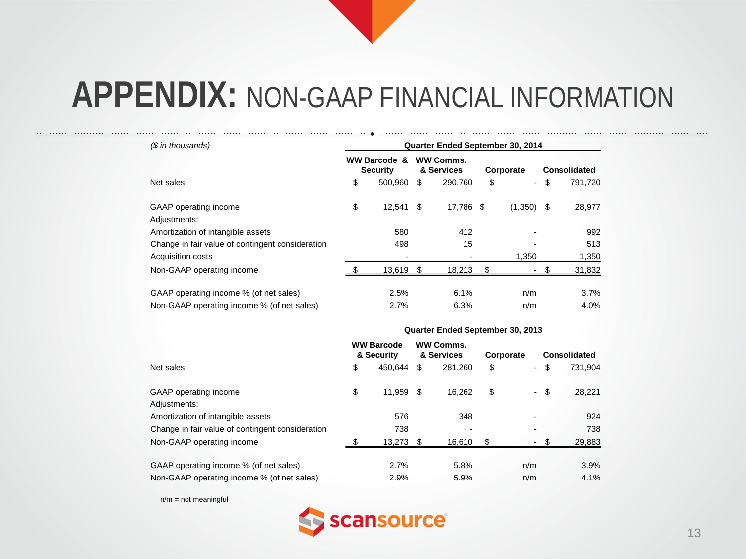# APPENDIX: NON-GAAP FINANCIAL INFORMATION

*($ in thousands)*

| | Quarter Ended September 30, 2014 | | | |
|---|---|---|---|---|
| | WW Barcode & Security | WW Comms. & Services | Corporate | Consolidated |
| Net sales | $ 500,960 | $ 290,760 | $ - | $ 791,720 |
| GAAP operating income | $ 12,541 | $ 17,786 | $ (1,350) | $ 28,977 |
| Adjustments: | | | | |
| Amortization of intangible assets | 580 | 412 | - | 992 |
| Change in fair value of contingent consideration | 498 | 15 | - | 513 |
| Acquisition costs | - | - | 1,350 | 1,350 |
| Non-GAAP operating income | $ 13,619 | $ 18,213 | $ - | $ 31,832 |
| GAAP operating income % (of net sales) | 2.5% | 6.1% | n/m | 3.7% |
| Non-GAAP operating income % (of net sales) | 2.7% | 6.3% | n/m | 4.0% |

| | Quarter Ended September 30, 2013 | | | |
|---|---|---|---|---|
| | WW Barcode & Security | WW Comms. & Services | Corporate | Consolidated |
| Net sales | $ 450,644 | $ 281,260 | $ - | $ 731,904 |
| GAAP operating income | $ 11,959 | $ 16,262 | $ - | $ 28,221 |
| Adjustments: | | | | |
| Amortization of intangible assets | 576 | 348 | - | 924 |
| Change in fair value of contingent consideration | 738 | - | - | 738 |
| Non-GAAP operating income | $ 13,273 | $ 16,610 | $ - | $ 29,883 |
| GAAP operating income % (of net sales) | 2.7% | 5.8% | n/m | 3.9% |
| Non-GAAP operating income % (of net sales) | 2.9% | 5.9% | n/m | 4.1% |

n/m = not meaningful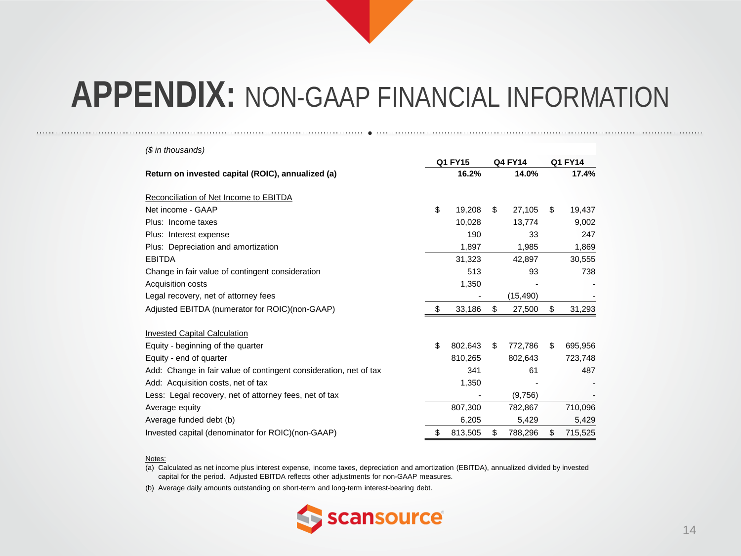# APPENDIX: NON-GAAP FINANCIAL INFORMATION

*($ in thousands)*

| | Q1 FY15 | Q4 FY14 | Q1 FY14 |
|---|---|---|---|
| **Return on invested capital (ROIC), annualized (a)** | **16.2%** | **14.0%** | **17.4%** |
| | | | |
| Reconciliation of Net Income to EBITDA | | | |
| Net income - GAAP | $ 19,208 | $ 27,105 | $ 19,437 |
| Plus: Income taxes | 10,028 | 13,774 | 9,002 |
| Plus: Interest expense | 190 | 33 | 247 |
| Plus: Depreciation and amortization | 1,897 | 1,985 | 1,869 |
| EBITDA | 31,323 | 42,897 | 30,555 |
| Change in fair value of contingent consideration | 513 | 93 | 738 |
| Acquisition costs | 1,350 | - | - |
| Legal recovery, net of attorney fees | - | (15,490) | - |
| Adjusted EBITDA (numerator for ROIC)(non-GAAP) | $ 33,186 | $ 27,500 | $ 31,293 |
| | | | |
| Invested Capital Calculation | | | |
| Equity - beginning of the quarter | $ 802,643 | $ 772,786 | $ 695,956 |
| Equity - end of quarter | 810,265 | 802,643 | 723,748 |
| Add: Change in fair value of contingent consideration, net of tax | 341 | 61 | 487 |
| Add: Acquisition costs, net of tax | 1,350 | - | - |
| Less: Legal recovery, net of attorney fees, net of tax | - | (9,756) | - |
| Average equity | 807,300 | 782,867 | 710,096 |
| Average funded debt (b) | 6,205 | 5,429 | 5,429 |
| Invested capital (denominator for ROIC)(non-GAAP) | $ 813,505 | $ 788,296 | $ 715,525 |

Notes:

(a) Calculated as net income plus interest expense, income taxes, depreciation and amortization (EBITDA), annualized divided by invested capital for the period. Adjusted EBITDA reflects other adjustments for non-GAAP measures.

(b) Average daily amounts outstanding on short-term and long-term interest-bearing debt.

scansource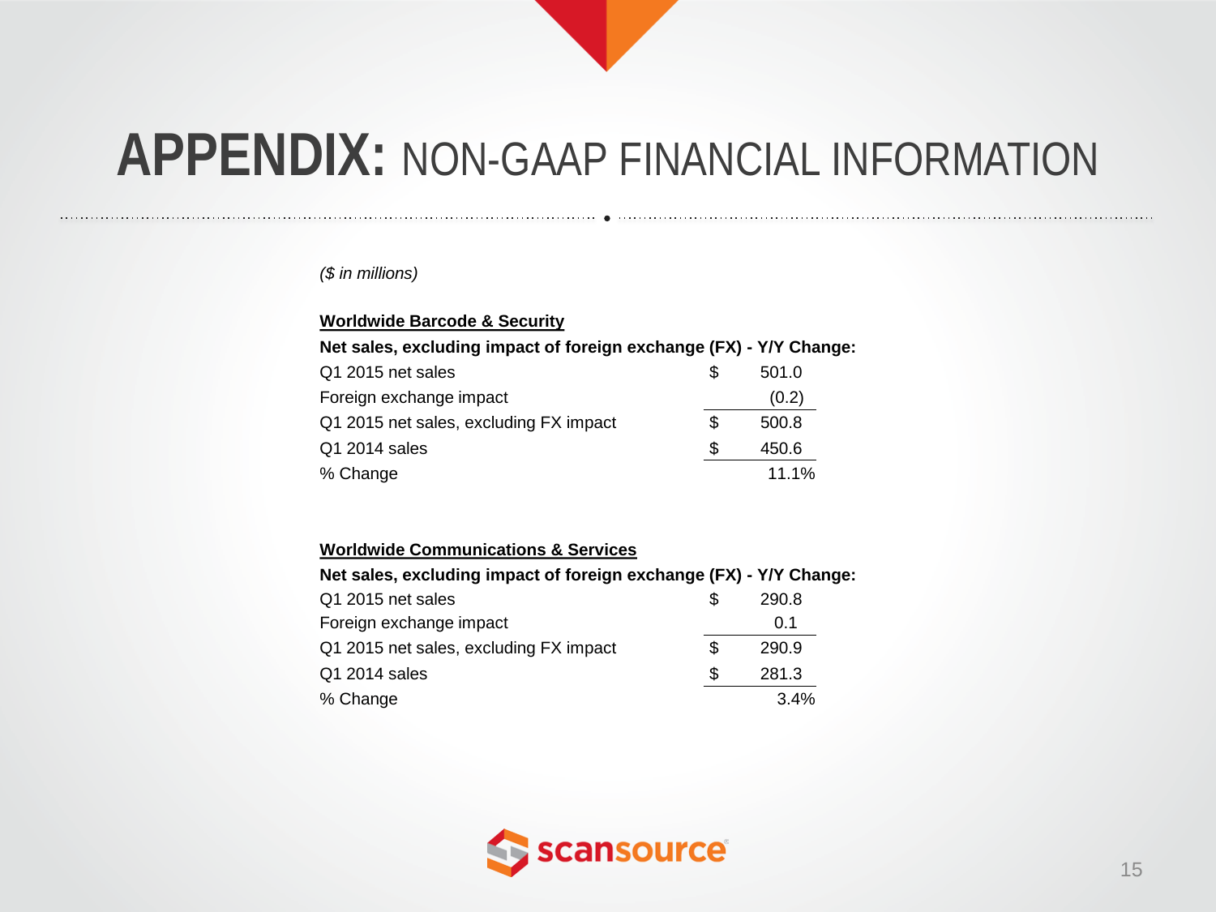# APPENDIX: NON-GAAP FINANCIAL INFORMATION

*($ in millions)*

**Worldwide Barcode & Security**

**Net sales, excluding impact of foreign exchange (FX) - Y/Y Change:**

| | | |
|---|---|---|
| Q1 2015 net sales | $ | 501.0 |
| Foreign exchange impact | | (0.2) |
| Q1 2015 net sales, excluding FX impact | $ | 500.8 |
| Q1 2014 sales | $ | 450.6 |
| % Change | | 11.1% |

**Worldwide Communications & Services**

**Net sales, excluding impact of foreign exchange (FX) - Y/Y Change:**

| | | |
|---|---|---|
| Q1 2015 net sales | $ | 290.8 |
| Foreign exchange impact | | 0.1 |
| Q1 2015 net sales, excluding FX impact | $ | 290.9 |
| Q1 2014 sales | $ | 281.3 |
| % Change | | 3.4% |

scansource